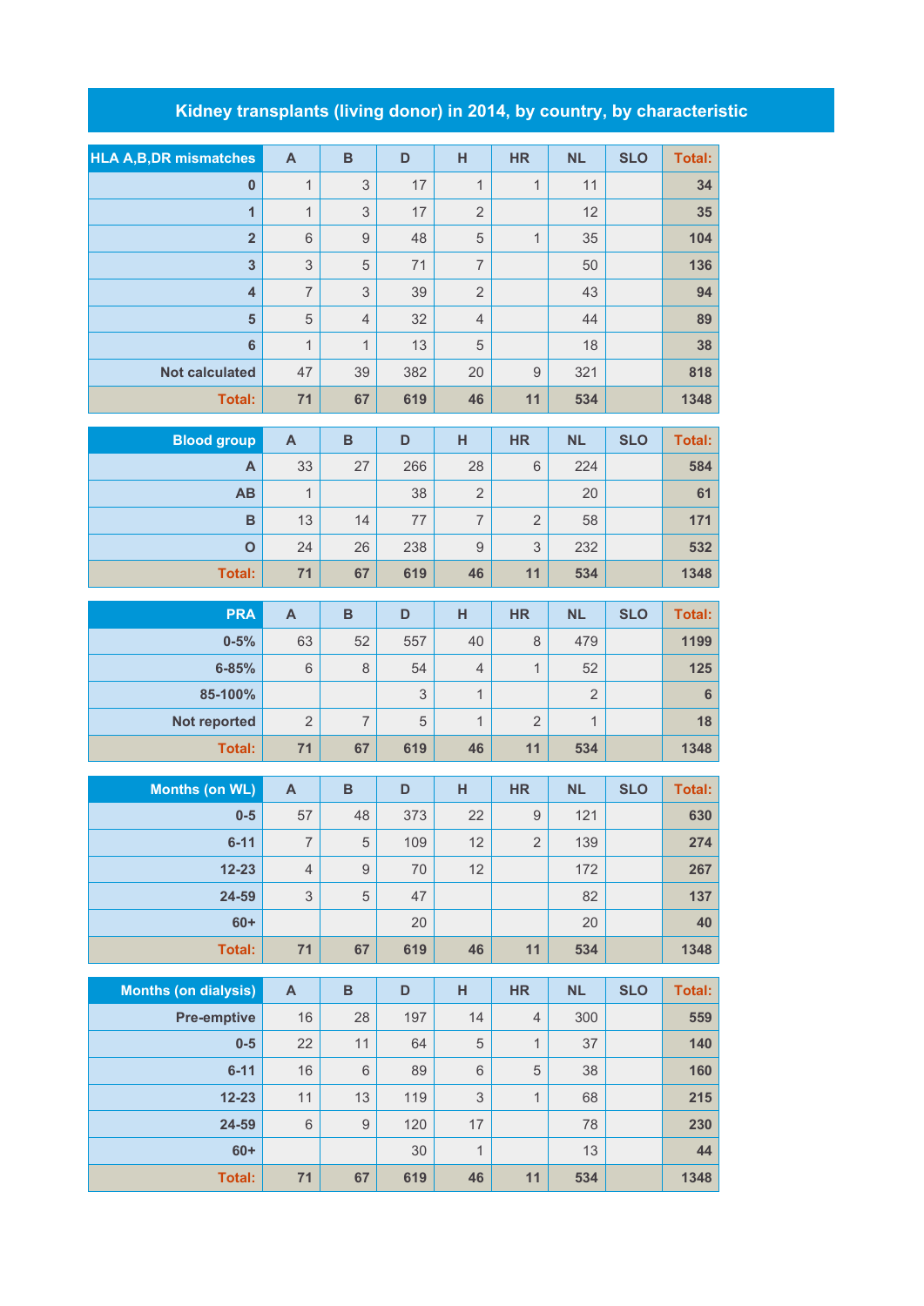# Kidney transplants (living donor) in 2014, by country, by characteristic

| HLA A,B,DR mismatches | A | B | D | H | HR | NL | SLO | Total: |
|---|---|---|---|---|---|---|---|---|
| 0 | 1 | 3 | 17 | 1 | 1 | 11 | | 34 |
| 1 | 1 | 3 | 17 | 2 | | 12 | | 35 |
| 2 | 6 | 9 | 48 | 5 | 1 | 35 | | 104 |
| 3 | 3 | 5 | 71 | 7 | | 50 | | 136 |
| 4 | 7 | 3 | 39 | 2 | | 43 | | 94 |
| 5 | 5 | 4 | 32 | 4 | | 44 | | 89 |
| 6 | 1 | 1 | 13 | 5 | | 18 | | 38 |
| Not calculated | 47 | 39 | 382 | 20 | 9 | 321 | | 818 |
| Total: | 71 | 67 | 619 | 46 | 11 | 534 | | 1348 |

| Blood group | A | B | D | H | HR | NL | SLO | Total: |
|---|---|---|---|---|---|---|---|---|
| A | 33 | 27 | 266 | 28 | 6 | 224 | | 584 |
| AB | 1 | | 38 | 2 | | 20 | | 61 |
| B | 13 | 14 | 77 | 7 | 2 | 58 | | 171 |
| O | 24 | 26 | 238 | 9 | 3 | 232 | | 532 |
| Total: | 71 | 67 | 619 | 46 | 11 | 534 | | 1348 |

| PRA | A | B | D | H | HR | NL | SLO | Total: |
|---|---|---|---|---|---|---|---|---|
| 0-5% | 63 | 52 | 557 | 40 | 8 | 479 | | 1199 |
| 6-85% | 6 | 8 | 54 | 4 | 1 | 52 | | 125 |
| 85-100% | | | 3 | 1 | | 2 | | 6 |
| Not reported | 2 | 7 | 5 | 1 | 2 | 1 | | 18 |
| Total: | 71 | 67 | 619 | 46 | 11 | 534 | | 1348 |

| Months (on WL) | A | B | D | H | HR | NL | SLO | Total: |
|---|---|---|---|---|---|---|---|---|
| 0-5 | 57 | 48 | 373 | 22 | 9 | 121 | | 630 |
| 6-11 | 7 | 5 | 109 | 12 | 2 | 139 | | 274 |
| 12-23 | 4 | 9 | 70 | 12 | | 172 | | 267 |
| 24-59 | 3 | 5 | 47 | | | 82 | | 137 |
| 60+ | | | 20 | | | 20 | | 40 |
| Total: | 71 | 67 | 619 | 46 | 11 | 534 | | 1348 |

| Months (on dialysis) | A | B | D | H | HR | NL | SLO | Total: |
|---|---|---|---|---|---|---|---|---|
| Pre-emptive | 16 | 28 | 197 | 14 | 4 | 300 | | 559 |
| 0-5 | 22 | 11 | 64 | 5 | 1 | 37 | | 140 |
| 6-11 | 16 | 6 | 89 | 6 | 5 | 38 | | 160 |
| 12-23 | 11 | 13 | 119 | 3 | 1 | 68 | | 215 |
| 24-59 | 6 | 9 | 120 | 17 | | 78 | | 230 |
| 60+ | | | 30 | 1 | | 13 | | 44 |
| Total: | 71 | 67 | 619 | 46 | 11 | 534 | | 1348 |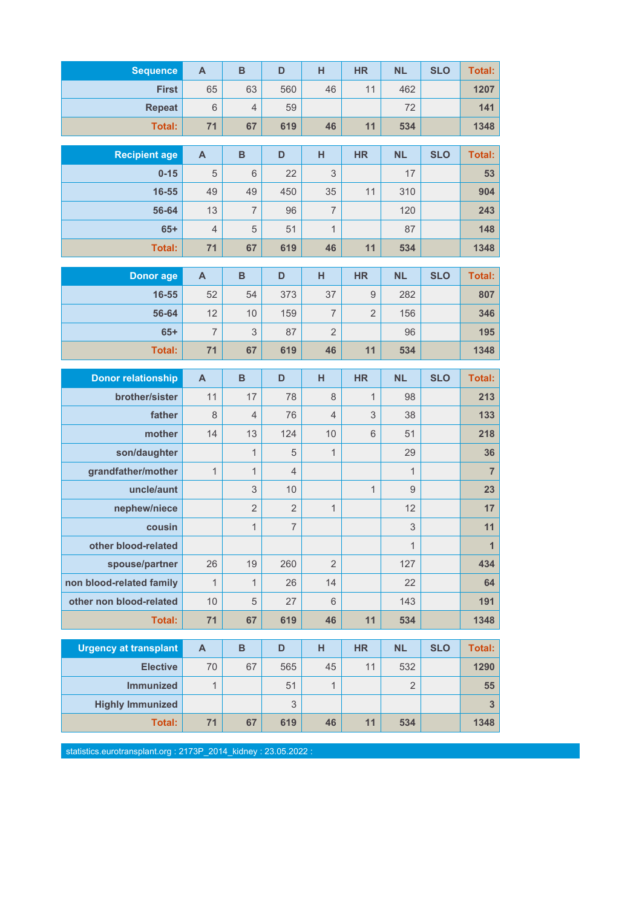| Sequence | A | B | D | H | HR | NL | SLO | Total: |
|---|---|---|---|---|---|---|---|---|
| First | 65 | 63 | 560 | 46 | 11 | 462 | | 1207 |
| Repeat | 6 | 4 | 59 | | | 72 | | 141 |
| Total: | 71 | 67 | 619 | 46 | 11 | 534 | | 1348 |

| Recipient age | A | B | D | H | HR | NL | SLO | Total: |
|---|---|---|---|---|---|---|---|---|
| 0-15 | 5 | 6 | 22 | 3 | | 17 | | 53 |
| 16-55 | 49 | 49 | 450 | 35 | 11 | 310 | | 904 |
| 56-64 | 13 | 7 | 96 | 7 | | 120 | | 243 |
| 65+ | 4 | 5 | 51 | 1 | | 87 | | 148 |
| Total: | 71 | 67 | 619 | 46 | 11 | 534 | | 1348 |

| Donor age | A | B | D | H | HR | NL | SLO | Total: |
|---|---|---|---|---|---|---|---|---|
| 16-55 | 52 | 54 | 373 | 37 | 9 | 282 | | 807 |
| 56-64 | 12 | 10 | 159 | 7 | 2 | 156 | | 346 |
| 65+ | 7 | 3 | 87 | 2 | | 96 | | 195 |
| Total: | 71 | 67 | 619 | 46 | 11 | 534 | | 1348 |

| Donor relationship | A | B | D | H | HR | NL | SLO | Total: |
|---|---|---|---|---|---|---|---|---|
| brother/sister | 11 | 17 | 78 | 8 | 1 | 98 | | 213 |
| father | 8 | 4 | 76 | 4 | 3 | 38 | | 133 |
| mother | 14 | 13 | 124 | 10 | 6 | 51 | | 218 |
| son/daughter | | 1 | 5 | 1 | | 29 | | 36 |
| grandfather/mother | 1 | 1 | 4 | | | 1 | | 7 |
| uncle/aunt | | 3 | 10 | | 1 | 9 | | 23 |
| nephew/niece | | 2 | 2 | 1 | | 12 | | 17 |
| cousin | | 1 | 7 | | | 3 | | 11 |
| other blood-related | | | | | | 1 | | 1 |
| spouse/partner | 26 | 19 | 260 | 2 | | 127 | | 434 |
| non blood-related family | 1 | 1 | 26 | 14 | | 22 | | 64 |
| other non blood-related | 10 | 5 | 27 | 6 | | 143 | | 191 |
| Total: | 71 | 67 | 619 | 46 | 11 | 534 | | 1348 |

| Urgency at transplant | A | B | D | H | HR | NL | SLO | Total: |
|---|---|---|---|---|---|---|---|---|
| Elective | 70 | 67 | 565 | 45 | 11 | 532 | | 1290 |
| Immunized | 1 | | 51 | 1 | | 2 | | 55 |
| Highly Immunized | | | 3 | | | | | 3 |
| Total: | 71 | 67 | 619 | 46 | 11 | 534 | | 1348 |

statistics.eurotransplant.org : 2173P_2014_kidney : 23.05.2022 :